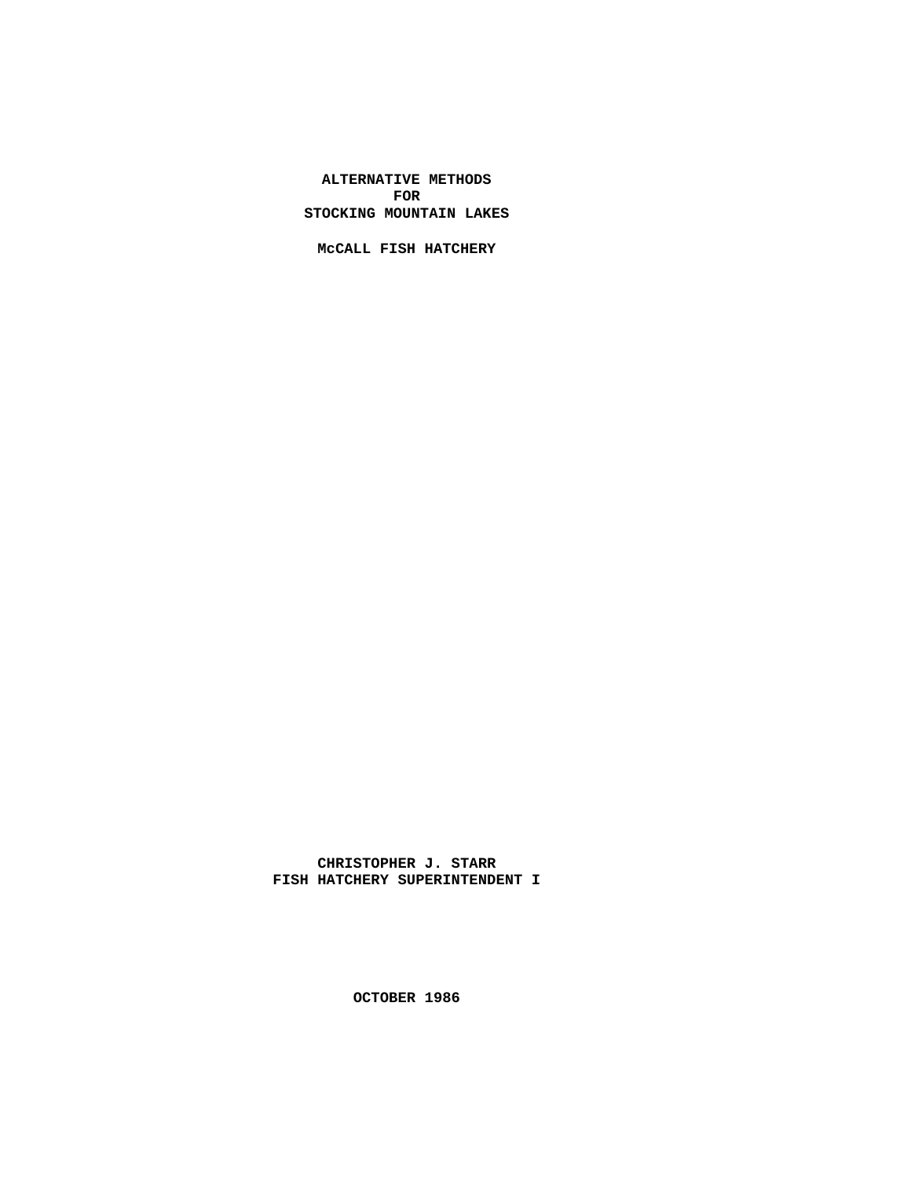# ALTERNATIVE METHODS
# FOR
# STOCKING MOUNTAIN LAKES

**McCALL FISH HATCHERY**

**CHRISTOPHER J. STARR**
**FISH HATCHERY SUPERINTENDENT I**

**OCTOBER 1986**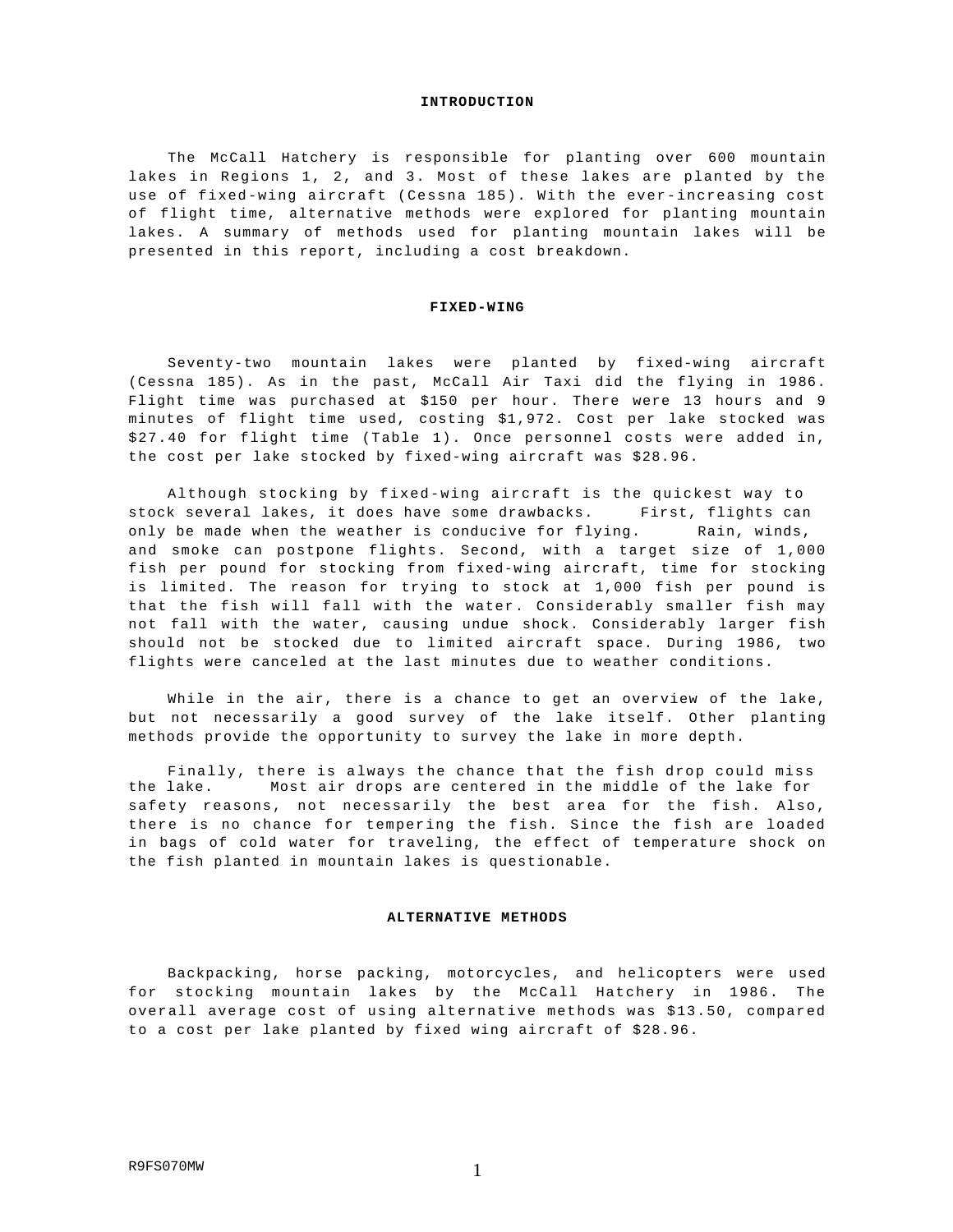## INTRODUCTION

The McCall Hatchery is responsible for planting over 600 mountain lakes in Regions 1, 2, and 3. Most of these lakes are planted by the use of fixed-wing aircraft (Cessna 185). With the ever-increasing cost of flight time, alternative methods were explored for planting mountain lakes. A summary of methods used for planting mountain lakes will be presented in this report, including a cost breakdown.

## FIXED-WING

Seventy-two mountain lakes were planted by fixed-wing aircraft (Cessna 185). As in the past, McCall Air Taxi did the flying in 1986. Flight time was purchased at $150 per hour. There were 13 hours and 9 minutes of flight time used, costing $1,972. Cost per lake stocked was $27.40 for flight time (Table 1). Once personnel costs were added in, the cost per lake stocked by fixed-wing aircraft was $28.96.

Although stocking by fixed-wing aircraft is the quickest way to stock several lakes, it does have some drawbacks. First, flights can only be made when the weather is conducive for flying. Rain, winds, and smoke can postpone flights. Second, with a target size of 1,000 fish per pound for stocking from fixed-wing aircraft, time for stocking is limited. The reason for trying to stock at 1,000 fish per pound is that the fish will fall with the water. Considerably smaller fish may not fall with the water, causing undue shock. Considerably larger fish should not be stocked due to limited aircraft space. During 1986, two flights were canceled at the last minutes due to weather conditions.

While in the air, there is a chance to get an overview of the lake, but not necessarily a good survey of the lake itself. Other planting methods provide the opportunity to survey the lake in more depth.

Finally, there is always the chance that the fish drop could miss the lake. Most air drops are centered in the middle of the lake for safety reasons, not necessarily the best area for the fish. Also, there is no chance for tempering the fish. Since the fish are loaded in bags of cold water for traveling, the effect of temperature shock on the fish planted in mountain lakes is questionable.

## ALTERNATIVE METHODS

Backpacking, horse packing, motorcycles, and helicopters were used for stocking mountain lakes by the McCall Hatchery in 1986. The overall average cost of using alternative methods was $13.50, compared to a cost per lake planted by fixed wing aircraft of $28.96.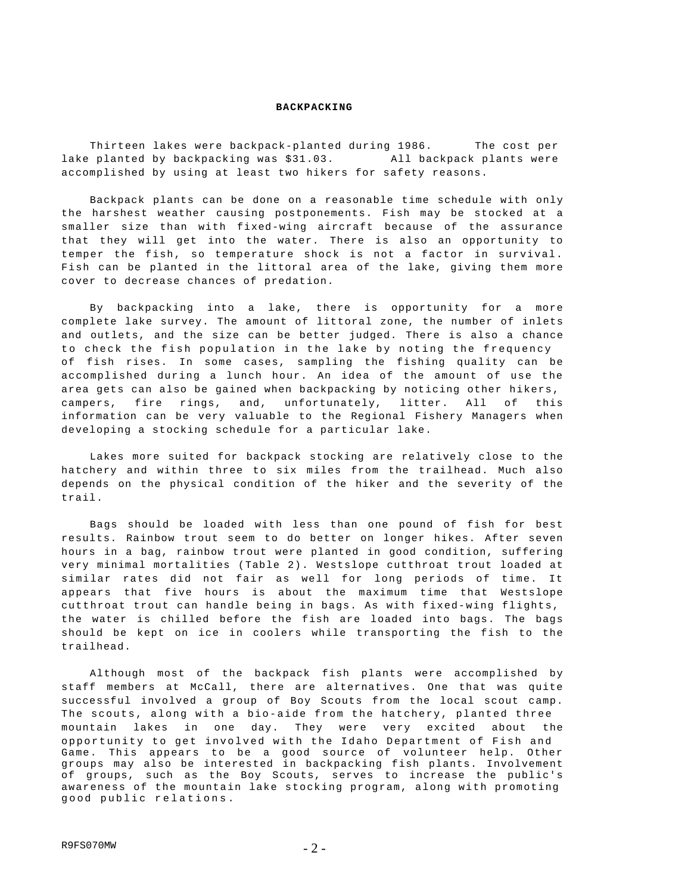## BACKPACKING

Thirteen lakes were backpack-planted during 1986. The cost per lake planted by backpacking was $31.03. All backpack plants were accomplished by using at least two hikers for safety reasons.

Backpack plants can be done on a reasonable time schedule with only the harshest weather causing postponements. Fish may be stocked at a smaller size than with fixed-wing aircraft because of the assurance that they will get into the water. There is also an opportunity to temper the fish, so temperature shock is not a factor in survival. Fish can be planted in the littoral area of the lake, giving them more cover to decrease chances of predation.

By backpacking into a lake, there is opportunity for a more complete lake survey. The amount of littoral zone, the number of inlets and outlets, and the size can be better judged. There is also a chance to check the fish population in the lake by noting the frequency of fish rises. In some cases, sampling the fishing quality can be accomplished during a lunch hour. An idea of the amount of use the area gets can also be gained when backpacking by noticing other hikers, campers, fire rings, and, unfortunately, litter. All of this information can be very valuable to the Regional Fishery Managers when developing a stocking schedule for a particular lake.

Lakes more suited for backpack stocking are relatively close to the hatchery and within three to six miles from the trailhead. Much also depends on the physical condition of the hiker and the severity of the trail.

Bags should be loaded with less than one pound of fish for best results. Rainbow trout seem to do better on longer hikes. After seven hours in a bag, rainbow trout were planted in good condition, suffering very minimal mortalities (Table 2). Westslope cutthroat trout loaded at similar rates did not fair as well for long periods of time. It appears that five hours is about the maximum time that Westslope cutthroat trout can handle being in bags. As with fixed-wing flights, the water is chilled before the fish are loaded into bags. The bags should be kept on ice in coolers while transporting the fish to the trailhead.

Although most of the backpack fish plants were accomplished by staff members at McCall, there are alternatives. One that was quite successful involved a group of Boy Scouts from the local scout camp. The scouts, along with a bio-aide from the hatchery, planted three mountain lakes in one day. They were very excited about the opportunity to get involved with the Idaho Department of Fish and Game. This appears to be a good source of volunteer help. Other groups may also be interested in backpacking fish plants. Involvement of groups, such as the Boy Scouts, serves to increase the public's awareness of the mountain lake stocking program, along with promoting good public relations.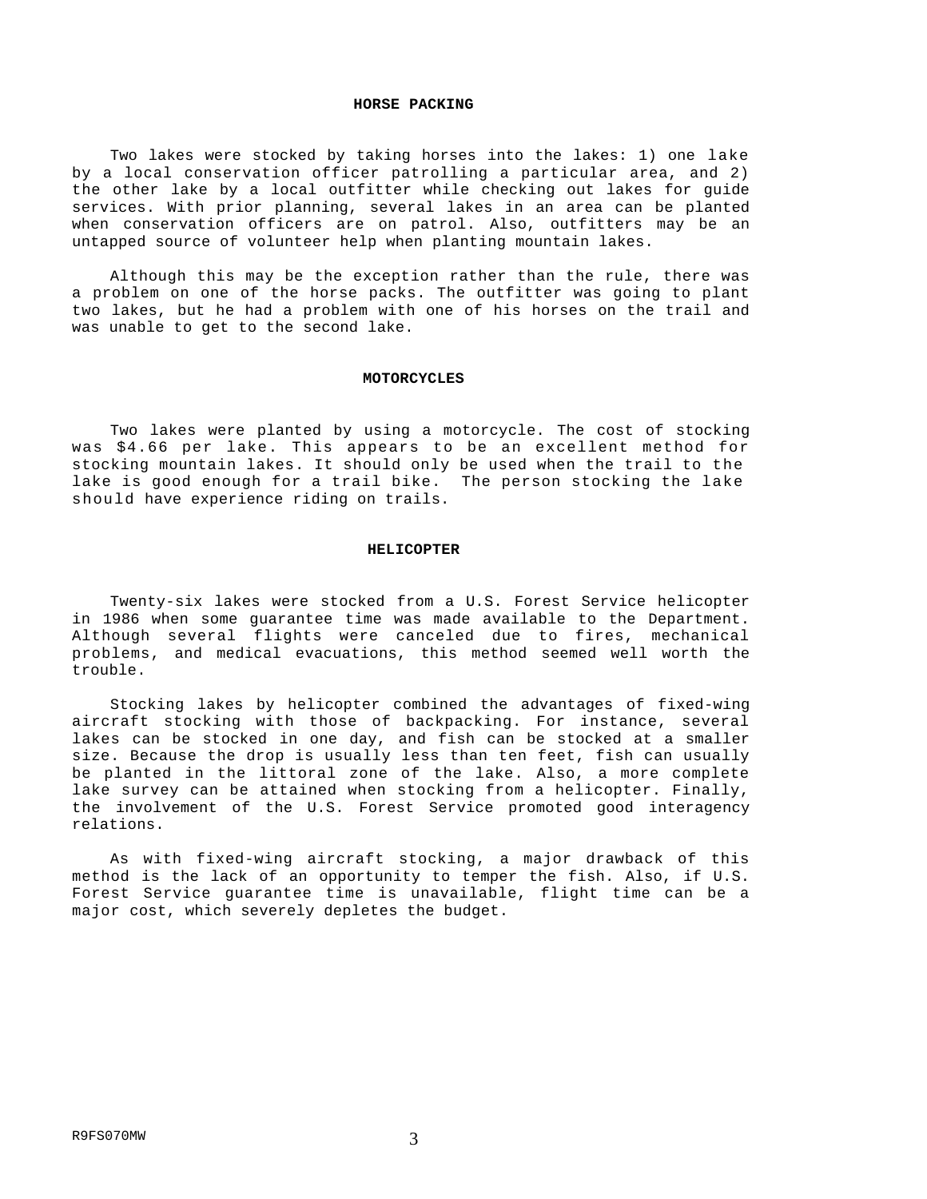## HORSE PACKING

Two lakes were stocked by taking horses into the lakes: 1) one lake by a local conservation officer patrolling a particular area, and 2) the other lake by a local outfitter while checking out lakes for guide services. With prior planning, several lakes in an area can be planted when conservation officers are on patrol. Also, outfitters may be an untapped source of volunteer help when planting mountain lakes.

Although this may be the exception rather than the rule, there was a problem on one of the horse packs. The outfitter was going to plant two lakes, but he had a problem with one of his horses on the trail and was unable to get to the second lake.

## MOTORCYCLES

Two lakes were planted by using a motorcycle. The cost of stocking was $4.66 per lake. This appears to be an excellent method for stocking mountain lakes. It should only be used when the trail to the lake is good enough for a trail bike. The person stocking the lake should have experience riding on trails.

## HELICOPTER

Twenty-six lakes were stocked from a U.S. Forest Service helicopter in 1986 when some guarantee time was made available to the Department. Although several flights were canceled due to fires, mechanical problems, and medical evacuations, this method seemed well worth the trouble.

Stocking lakes by helicopter combined the advantages of fixed-wing aircraft stocking with those of backpacking. For instance, several lakes can be stocked in one day, and fish can be stocked at a smaller size. Because the drop is usually less than ten feet, fish can usually be planted in the littoral zone of the lake. Also, a more complete lake survey can be attained when stocking from a helicopter. Finally, the involvement of the U.S. Forest Service promoted good interagency relations.

As with fixed-wing aircraft stocking, a major drawback of this method is the lack of an opportunity to temper the fish. Also, if U.S. Forest Service guarantee time is unavailable, flight time can be a major cost, which severely depletes the budget.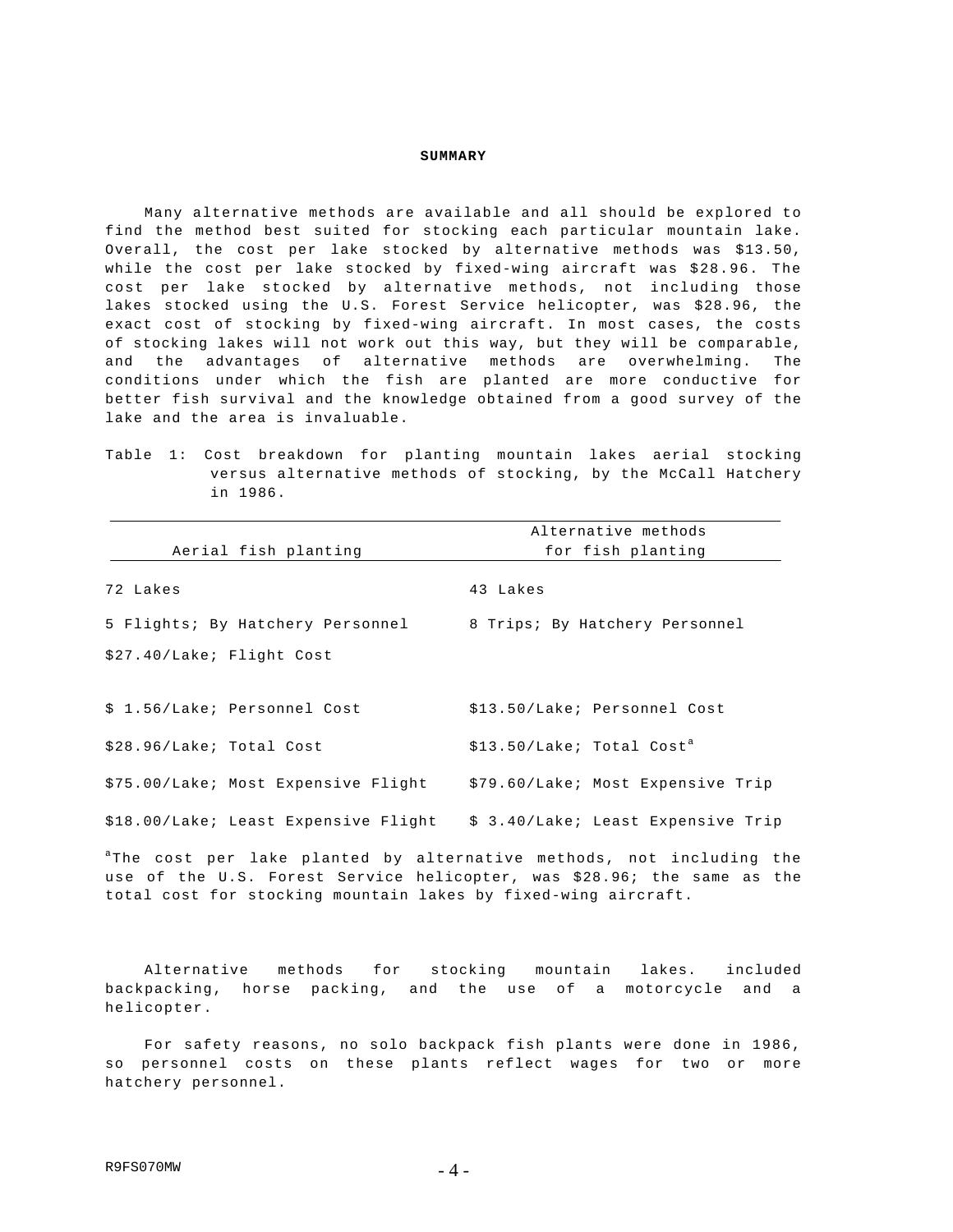## SUMMARY

Many alternative methods are available and all should be explored to find the method best suited for stocking each particular mountain lake. Overall, the cost per lake stocked by alternative methods was $13.50, while the cost per lake stocked by fixed-wing aircraft was $28.96. The cost per lake stocked by alternative methods, not including those lakes stocked using the U.S. Forest Service helicopter, was $28.96, the exact cost of stocking by fixed-wing aircraft. In most cases, the costs of stocking lakes will not work out this way, but they will be comparable, and the advantages of alternative methods are overwhelming. The conditions under which the fish are planted are more conductive for better fish survival and the knowledge obtained from a good survey of the lake and the area is invaluable.

Table 1: Cost breakdown for planting mountain lakes aerial stocking versus alternative methods of stocking, by the McCall Hatchery in 1986.

| Aerial fish planting | Alternative methods for fish planting |
|---|---|
| 72 Lakes | 43 Lakes |
| 5 Flights; By Hatchery Personnel | 8 Trips; By Hatchery Personnel |
| $27.40/Lake; Flight Cost | |
| $ 1.56/Lake; Personnel Cost | $13.50/Lake; Personnel Cost |
| $28.96/Lake; Total Cost | $13.50/Lake; Total Cost[a] |
| $75.00/Lake; Most Expensive Flight | $79.60/Lake; Most Expensive Trip |
| $18.00/Lake; Least Expensive Flight | $ 3.40/Lake; Least Expensive Trip |

[a]The cost per lake planted by alternative methods, not including the use of the U.S. Forest Service helicopter, was $28.96; the same as the total cost for stocking mountain lakes by fixed-wing aircraft.

Alternative methods for stocking mountain lakes. included backpacking, horse packing, and the use of a motorcycle and a helicopter.

For safety reasons, no solo backpack fish plants were done in 1986, so personnel costs on these plants reflect wages for two or more hatchery personnel.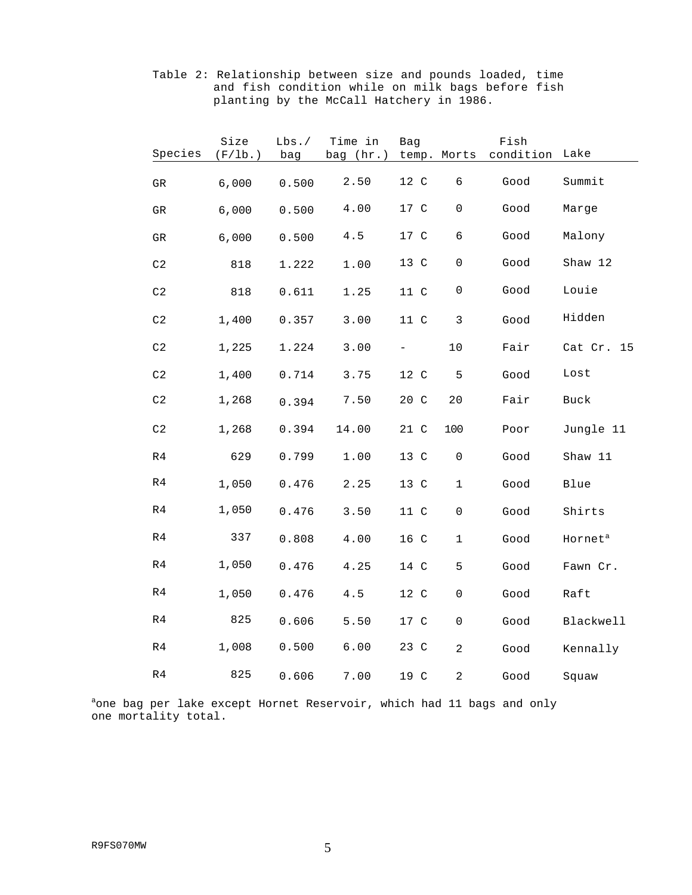Table 2: Relationship between size and pounds loaded, time and fish condition while on milk bags before fish planting by the McCall Hatchery in 1986.

| Species | Size (F/lb.) | Lbs./ bag | Time in bag (hr.) | Bag temp. | Morts | Fish condition | Lake |
|---|---|---|---|---|---|---|---|
| GR | 6,000 | 0.500 | 2.50 | 12 C | 6 | Good | Summit |
| GR | 6,000 | 0.500 | 4.00 | 17 C | 0 | Good | Marge |
| GR | 6,000 | 0.500 | 4.5 | 17 C | 6 | Good | Malony |
| C2 | 818 | 1.222 | 1.00 | 13 C | 0 | Good | Shaw 12 |
| C2 | 818 | 0.611 | 1.25 | 11 C | 0 | Good | Louie |
| C2 | 1,400 | 0.357 | 3.00 | 11 C | 3 | Good | Hidden |
| C2 | 1,225 | 1.224 | 3.00 | - | 10 | Fair | Cat Cr. 15 |
| C2 | 1,400 | 0.714 | 3.75 | 12 C | 5 | Good | Lost |
| C2 | 1,268 | 0.394 | 7.50 | 20 C | 20 | Fair | Buck |
| C2 | 1,268 | 0.394 | 14.00 | 21 C | 100 | Poor | Jungle 11 |
| R4 | 629 | 0.799 | 1.00 | 13 C | 0 | Good | Shaw 11 |
| R4 | 1,050 | 0.476 | 2.25 | 13 C | 1 | Good | Blue |
| R4 | 1,050 | 0.476 | 3.50 | 11 C | 0 | Good | Shirts |
| R4 | 337 | 0.808 | 4.00 | 16 C | 1 | Good | Hornet[a] |
| R4 | 1,050 | 0.476 | 4.25 | 14 C | 5 | Good | Fawn Cr. |
| R4 | 1,050 | 0.476 | 4.5 | 12 C | 0 | Good | Raft |
| R4 | 825 | 0.606 | 5.50 | 17 C | 0 | Good | Blackwell |
| R4 | 1,008 | 0.500 | 6.00 | 23 C | 2 | Good | Kennally |
| R4 | 825 | 0.606 | 7.00 | 19 C | 2 | Good | Squaw |

[a]one bag per lake except Hornet Reservoir, which had 11 bags and only one mortality total.

R9FS070MW